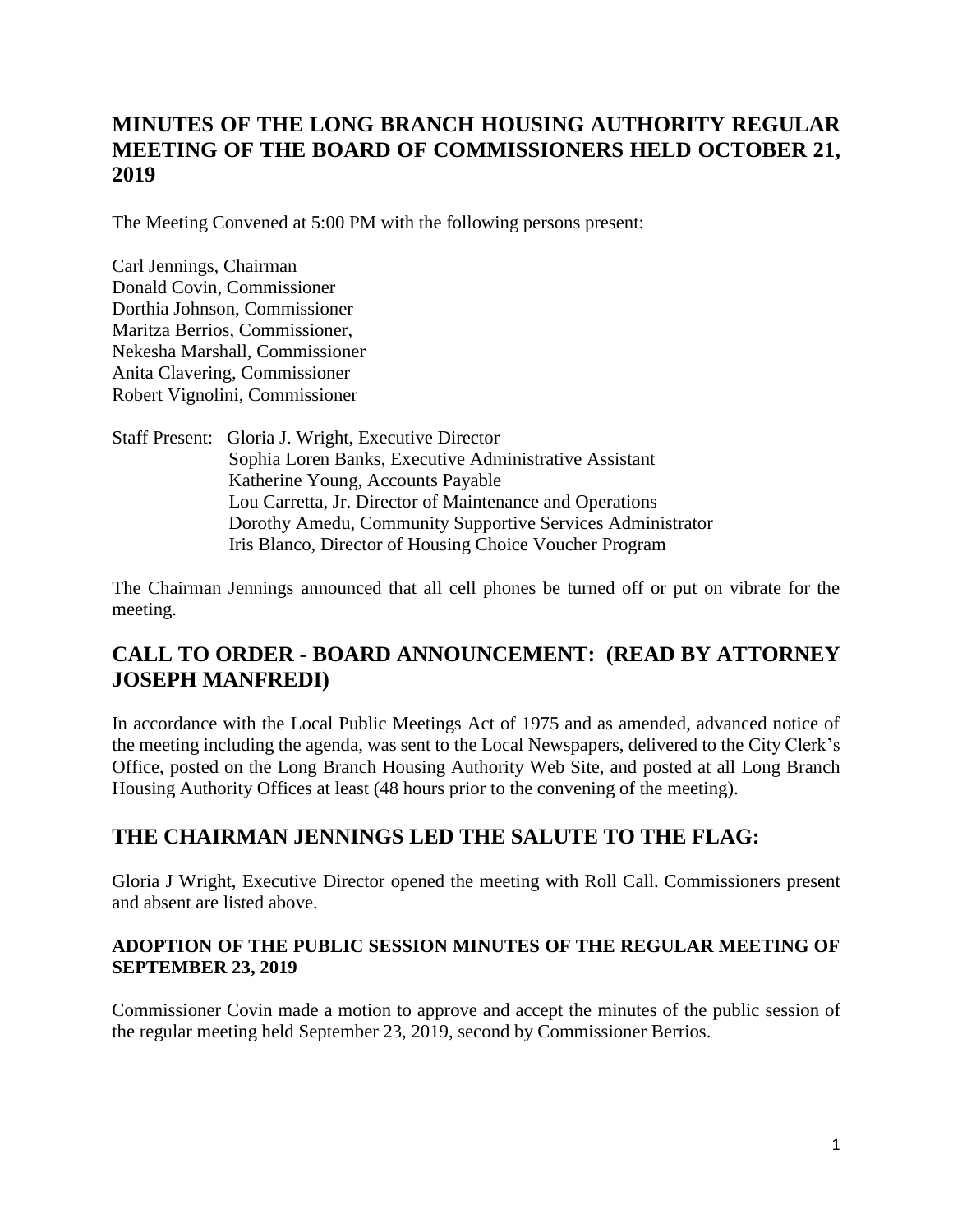# MINUTES OF THE LONG BRANCH HOUSING AUTHORITY REGULAR MEETING OF THE BOARD OF COMMISSIONERS HELD OCTOBER 21, 2019

The Meeting Convened at 5:00 PM with the following persons present:

Carl Jennings, Chairman
Donald Covin, Commissioner
Dorthia Johnson, Commissioner
Maritza Berrios, Commissioner,
Nekesha Marshall, Commissioner
Anita Clavering, Commissioner
Robert Vignolini, Commissioner

Staff Present: Gloria J. Wright, Executive Director
Sophia Loren Banks, Executive Administrative Assistant
Katherine Young, Accounts Payable
Lou Carretta, Jr. Director of Maintenance and Operations
Dorothy Amedu, Community Supportive Services Administrator
Iris Blanco, Director of Housing Choice Voucher Program

The Chairman Jennings announced that all cell phones be turned off or put on vibrate for the meeting.

## CALL TO ORDER - BOARD ANNOUNCEMENT: (READ BY ATTORNEY JOSEPH MANFREDI)

In accordance with the Local Public Meetings Act of 1975 and as amended, advanced notice of the meeting including the agenda, was sent to the Local Newspapers, delivered to the City Clerk's Office, posted on the Long Branch Housing Authority Web Site, and posted at all Long Branch Housing Authority Offices at least (48 hours prior to the convening of the meeting).

## THE CHAIRMAN JENNINGS LED THE SALUTE TO THE FLAG:

Gloria J Wright, Executive Director opened the meeting with Roll Call. Commissioners present and absent are listed above.

### ADOPTION OF THE PUBLIC SESSION MINUTES OF THE REGULAR MEETING OF SEPTEMBER 23, 2019

Commissioner Covin made a motion to approve and accept the minutes of the public session of the regular meeting held September 23, 2019, second by Commissioner Berrios.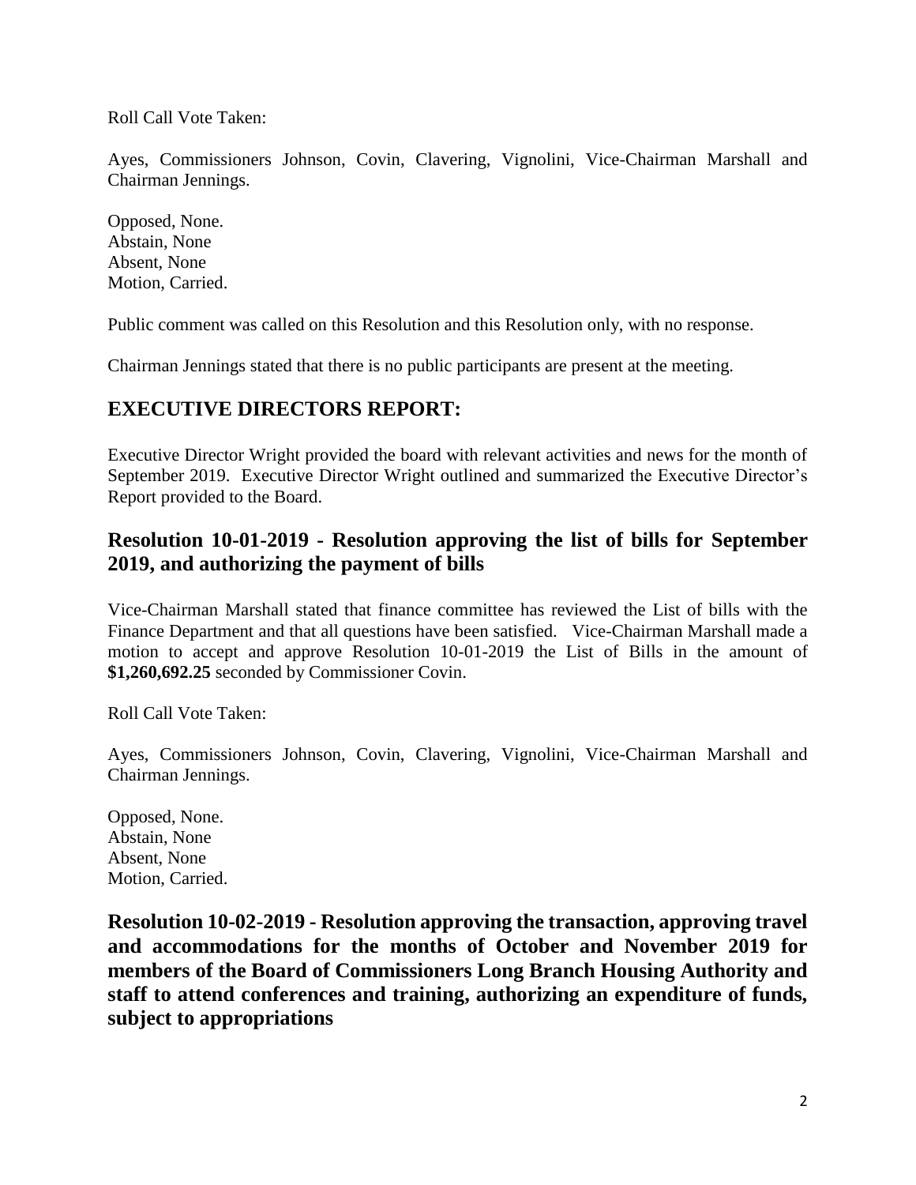Roll Call Vote Taken:

Ayes, Commissioners Johnson, Covin, Clavering, Vignolini, Vice-Chairman Marshall and Chairman Jennings.

Opposed, None.
Abstain, None
Absent, None
Motion, Carried.

Public comment was called on this Resolution and this Resolution only, with no response.

Chairman Jennings stated that there is no public participants are present at the meeting.

## EXECUTIVE DIRECTORS REPORT:

Executive Director Wright provided the board with relevant activities and news for the month of September 2019. Executive Director Wright outlined and summarized the Executive Director's Report provided to the Board.

### Resolution 10-01-2019 - Resolution approving the list of bills for September 2019, and authorizing the payment of bills

Vice-Chairman Marshall stated that finance committee has reviewed the List of bills with the Finance Department and that all questions have been satisfied. Vice-Chairman Marshall made a motion to accept and approve Resolution 10-01-2019 the List of Bills in the amount of **$1,260,692.25** seconded by Commissioner Covin.

Roll Call Vote Taken:

Ayes, Commissioners Johnson, Covin, Clavering, Vignolini, Vice-Chairman Marshall and Chairman Jennings.

Opposed, None.
Abstain, None
Absent, None
Motion, Carried.

### Resolution 10-02-2019 - Resolution approving the transaction, approving travel and accommodations for the months of October and November 2019 for members of the Board of Commissioners Long Branch Housing Authority and staff to attend conferences and training, authorizing an expenditure of funds, subject to appropriations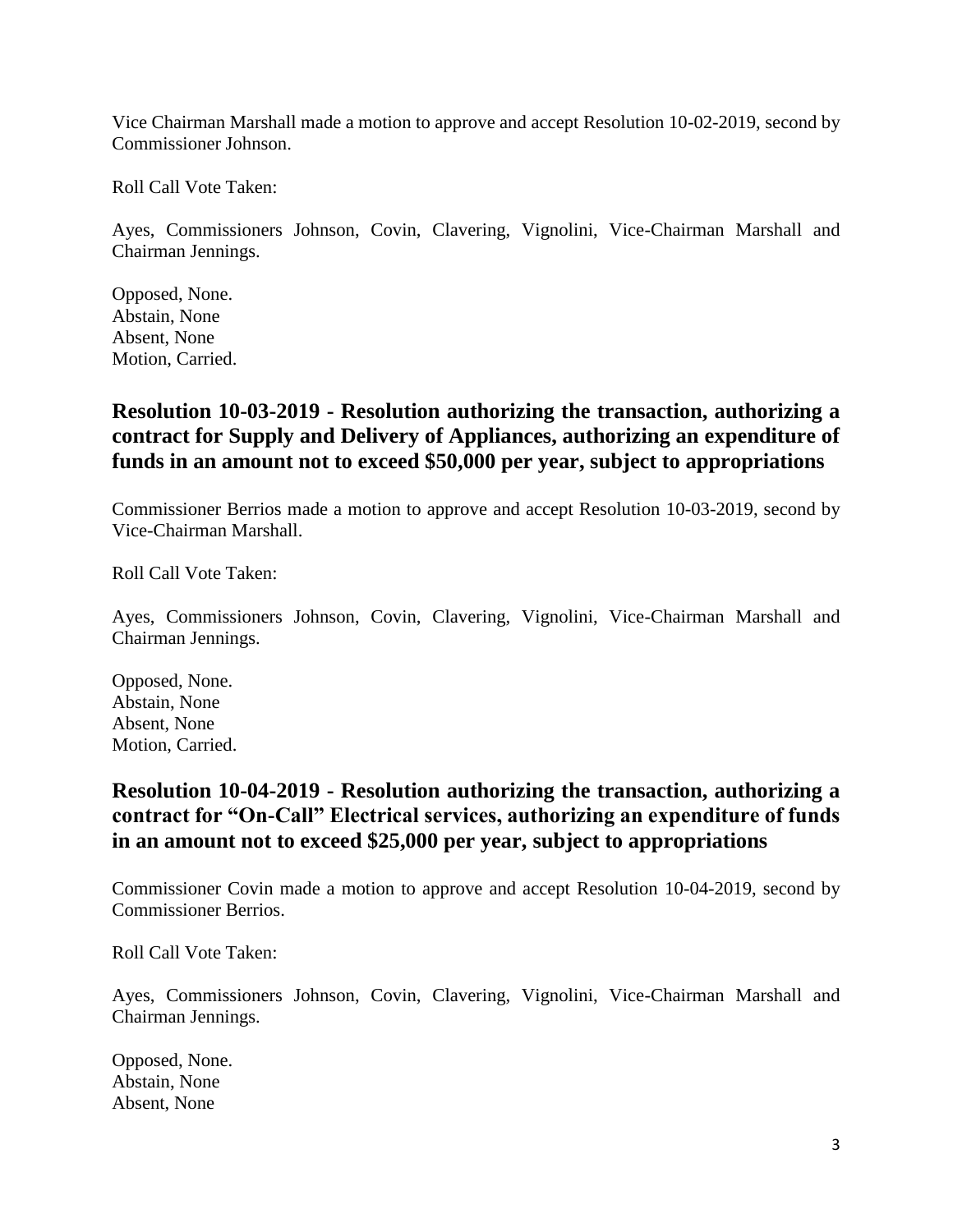Vice Chairman Marshall made a motion to approve and accept Resolution 10-02-2019, second by Commissioner Johnson.

Roll Call Vote Taken:

Ayes, Commissioners Johnson, Covin, Clavering, Vignolini, Vice-Chairman Marshall and Chairman Jennings.

Opposed, None.
Abstain, None
Absent, None
Motion, Carried.

## Resolution 10-03-2019 - Resolution authorizing the transaction, authorizing a contract for Supply and Delivery of Appliances, authorizing an expenditure of funds in an amount not to exceed $50,000 per year, subject to appropriations

Commissioner Berrios made a motion to approve and accept Resolution 10-03-2019, second by Vice-Chairman Marshall.

Roll Call Vote Taken:

Ayes, Commissioners Johnson, Covin, Clavering, Vignolini, Vice-Chairman Marshall and Chairman Jennings.

Opposed, None.
Abstain, None
Absent, None
Motion, Carried.

## Resolution 10-04-2019 - Resolution authorizing the transaction, authorizing a contract for "On-Call" Electrical services, authorizing an expenditure of funds in an amount not to exceed $25,000 per year, subject to appropriations

Commissioner Covin made a motion to approve and accept Resolution 10-04-2019, second by Commissioner Berrios.

Roll Call Vote Taken:

Ayes, Commissioners Johnson, Covin, Clavering, Vignolini, Vice-Chairman Marshall and Chairman Jennings.

Opposed, None.
Abstain, None
Absent, None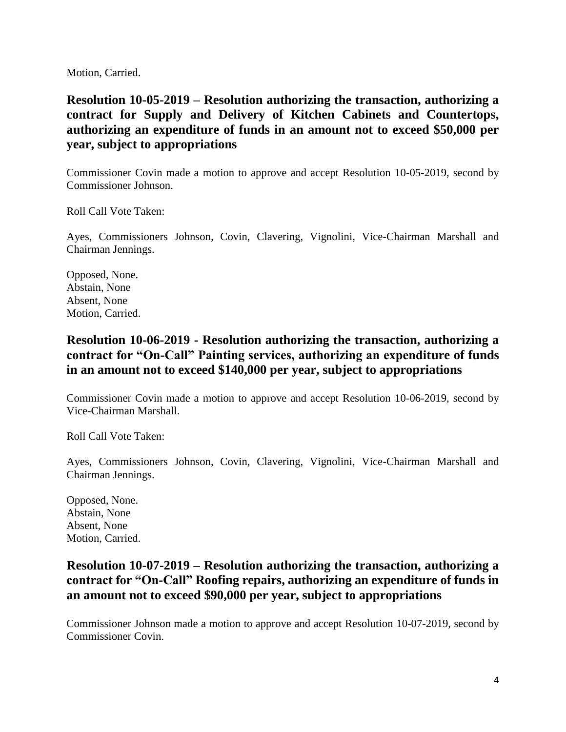Motion, Carried.

## Resolution 10-05-2019 – Resolution authorizing the transaction, authorizing a contract for Supply and Delivery of Kitchen Cabinets and Countertops, authorizing an expenditure of funds in an amount not to exceed $50,000 per year, subject to appropriations

Commissioner Covin made a motion to approve and accept Resolution 10-05-2019, second by Commissioner Johnson.

Roll Call Vote Taken:

Ayes, Commissioners Johnson, Covin, Clavering, Vignolini, Vice-Chairman Marshall and Chairman Jennings.

Opposed, None.
Abstain, None
Absent, None
Motion, Carried.

## Resolution 10-06-2019 - Resolution authorizing the transaction, authorizing a contract for "On-Call" Painting services, authorizing an expenditure of funds in an amount not to exceed $140,000 per year, subject to appropriations

Commissioner Covin made a motion to approve and accept Resolution 10-06-2019, second by Vice-Chairman Marshall.

Roll Call Vote Taken:

Ayes, Commissioners Johnson, Covin, Clavering, Vignolini, Vice-Chairman Marshall and Chairman Jennings.

Opposed, None.
Abstain, None
Absent, None
Motion, Carried.

## Resolution 10-07-2019 – Resolution authorizing the transaction, authorizing a contract for "On-Call" Roofing repairs, authorizing an expenditure of funds in an amount not to exceed $90,000 per year, subject to appropriations

Commissioner Johnson made a motion to approve and accept Resolution 10-07-2019, second by Commissioner Covin.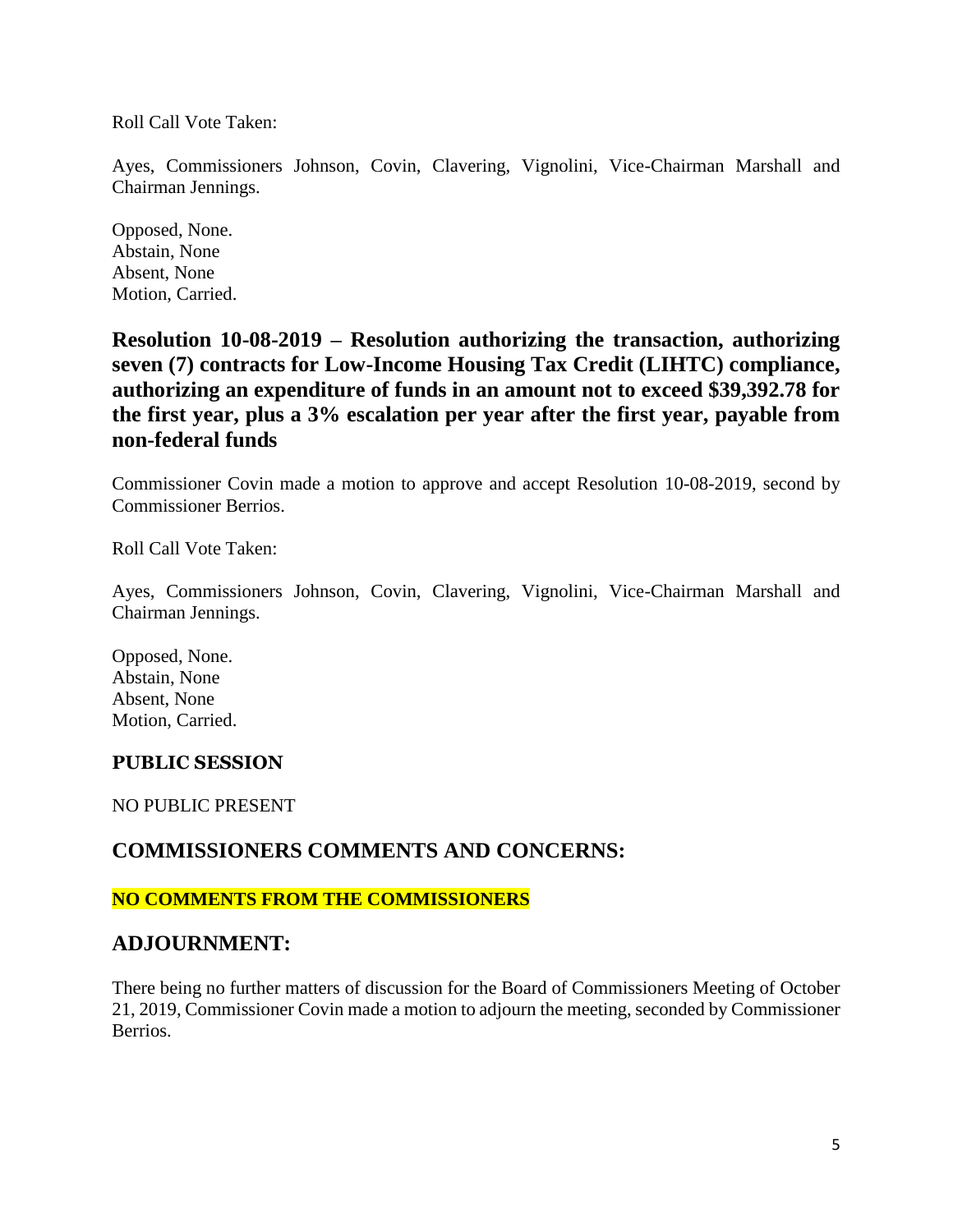Roll Call Vote Taken:

Ayes, Commissioners Johnson, Covin, Clavering, Vignolini, Vice-Chairman Marshall and Chairman Jennings.

Opposed, None.
Abstain, None
Absent, None
Motion, Carried.

## Resolution 10-08-2019 – Resolution authorizing the transaction, authorizing seven (7) contracts for Low-Income Housing Tax Credit (LIHTC) compliance, authorizing an expenditure of funds in an amount not to exceed $39,392.78 for the first year, plus a 3% escalation per year after the first year, payable from non-federal funds

Commissioner Covin made a motion to approve and accept Resolution 10-08-2019, second by Commissioner Berrios.

Roll Call Vote Taken:

Ayes, Commissioners Johnson, Covin, Clavering, Vignolini, Vice-Chairman Marshall and Chairman Jennings.

Opposed, None.
Abstain, None
Absent, None
Motion, Carried.

### PUBLIC SESSION

NO PUBLIC PRESENT

## COMMISSIONERS COMMENTS AND CONCERNS:

**NO COMMENTS FROM THE COMMISSIONERS**

## ADJOURNMENT:

There being no further matters of discussion for the Board of Commissioners Meeting of October 21, 2019, Commissioner Covin made a motion to adjourn the meeting, seconded by Commissioner Berrios.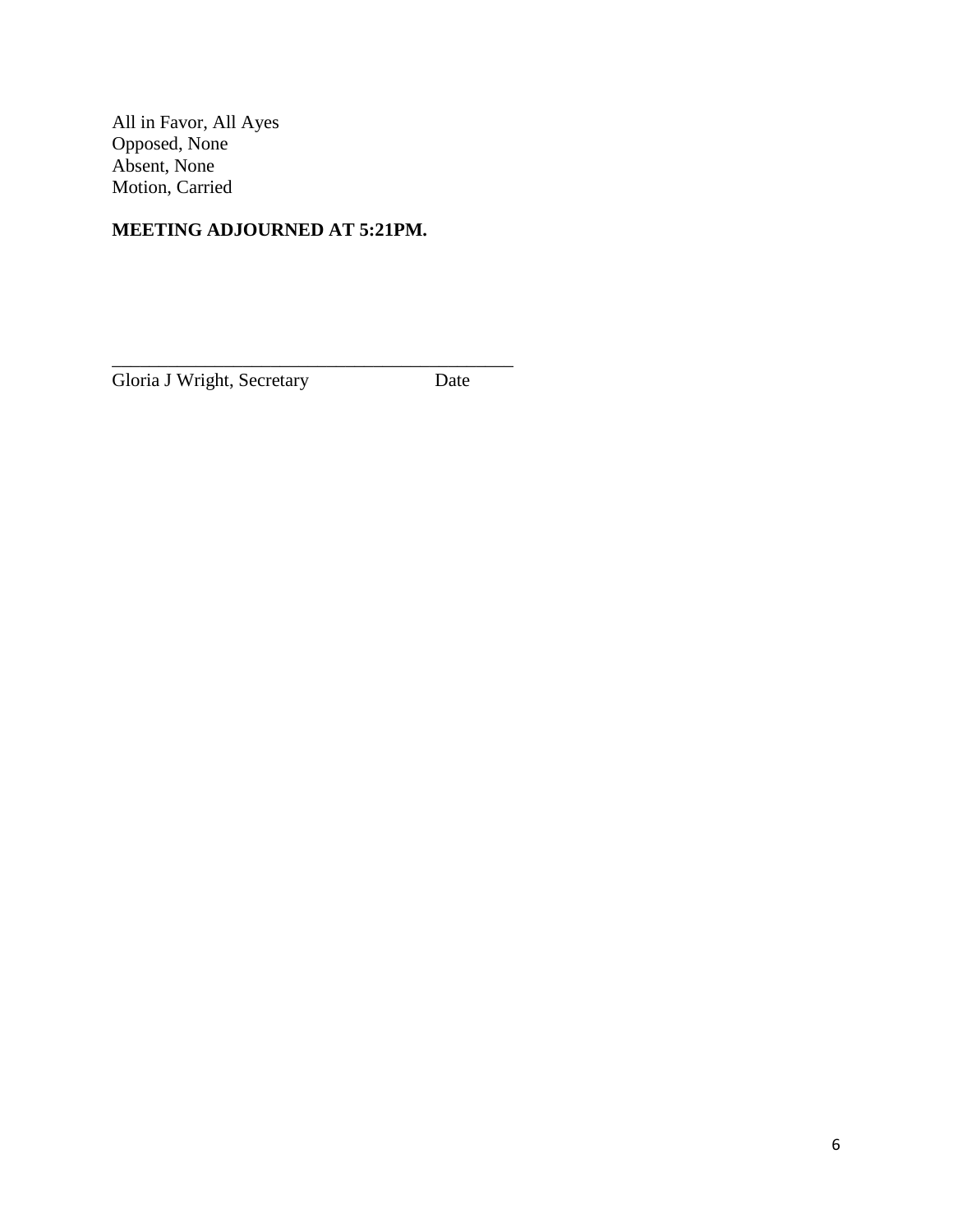All in Favor, All Ayes
Opposed, None
Absent, None
Motion, Carried

**MEETING ADJOURNED AT 5:21PM.**

_____________________________________________
Gloria J Wright, Secretary Date